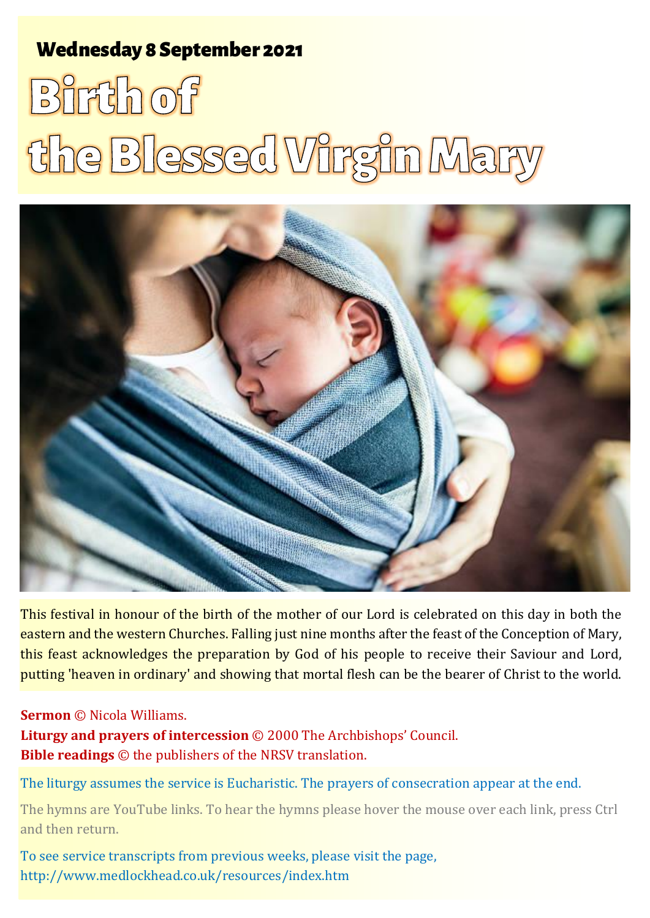**Wednesday 8 September 2021**

# Birth of the Blessed Virgin Mary

This festival in honour of the birth of the mother of our Lord is celebrated on this day in both the eastern and the western Churches. Falling just nine months after the feast of the Conception of Mary, this feast acknowledges the preparation by God of his people to receive their Saviour and Lord, putting 'heaven in ordinary' and showing that mortal flesh can be the bearer of Christ to the world.

**Sermon** © Nicola Williams.
**Liturgy and prayers of intercession** © 2000 The Archbishops' Council.
**Bible readings** © the publishers of the NRSV translation.

The liturgy assumes the service is Eucharistic. The prayers of consecration appear at the end.

The hymns are YouTube links. To hear the hymns please hover the mouse over each link, press Ctrl and then return.

To see service transcripts from previous weeks, please visit the page, http://www.medlockhead.co.uk/resources/index.htm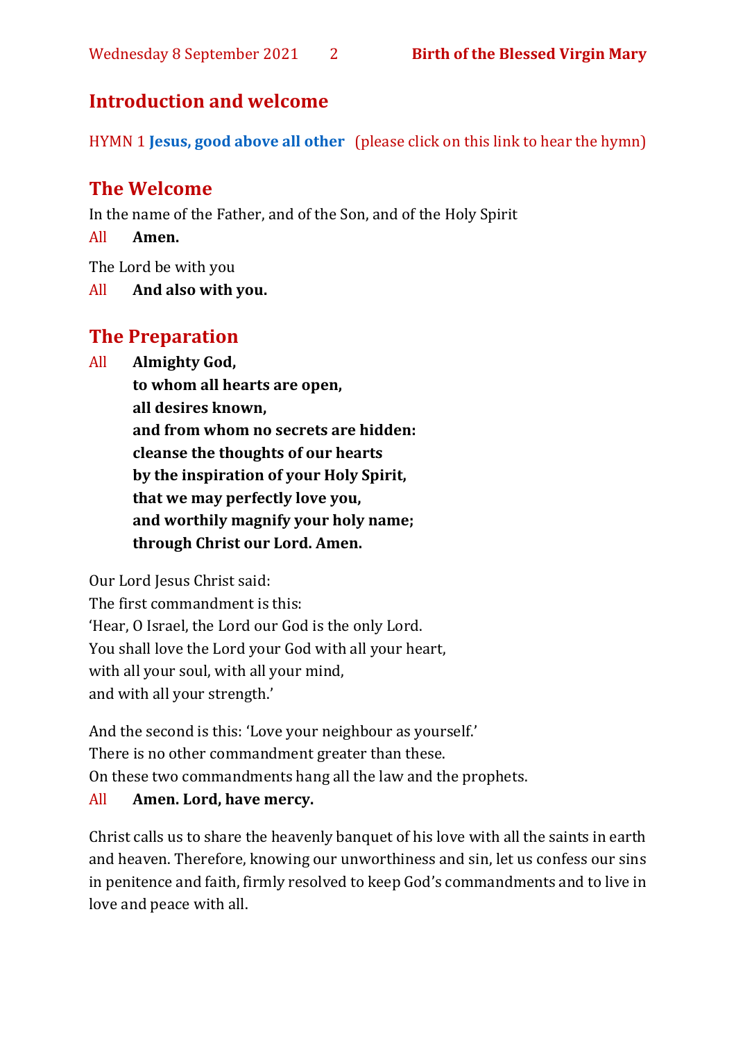## Introduction and welcome

HYMN 1 **Jesus, good above all other** (please click on this link to hear the hymn)

## The Welcome

In the name of the Father, and of the Son, and of the Holy Spirit

All **Amen.**

The Lord be with you

All **And also with you.**

## The Preparation

All **Almighty God,**
**to whom all hearts are open,**
**all desires known,**
**and from whom no secrets are hidden:**
**cleanse the thoughts of our hearts**
**by the inspiration of your Holy Spirit,**
**that we may perfectly love you,**
**and worthily magnify your holy name;**
**through Christ our Lord. Amen.**

Our Lord Jesus Christ said:
The first commandment is this:
'Hear, O Israel, the Lord our God is the only Lord.
You shall love the Lord your God with all your heart,
with all your soul, with all your mind,
and with all your strength.'

And the second is this: 'Love your neighbour as yourself.'
There is no other commandment greater than these.
On these two commandments hang all the law and the prophets.

All **Amen. Lord, have mercy.**

Christ calls us to share the heavenly banquet of his love with all the saints in earth and heaven. Therefore, knowing our unworthiness and sin, let us confess our sins in penitence and faith, firmly resolved to keep God's commandments and to live in love and peace with all.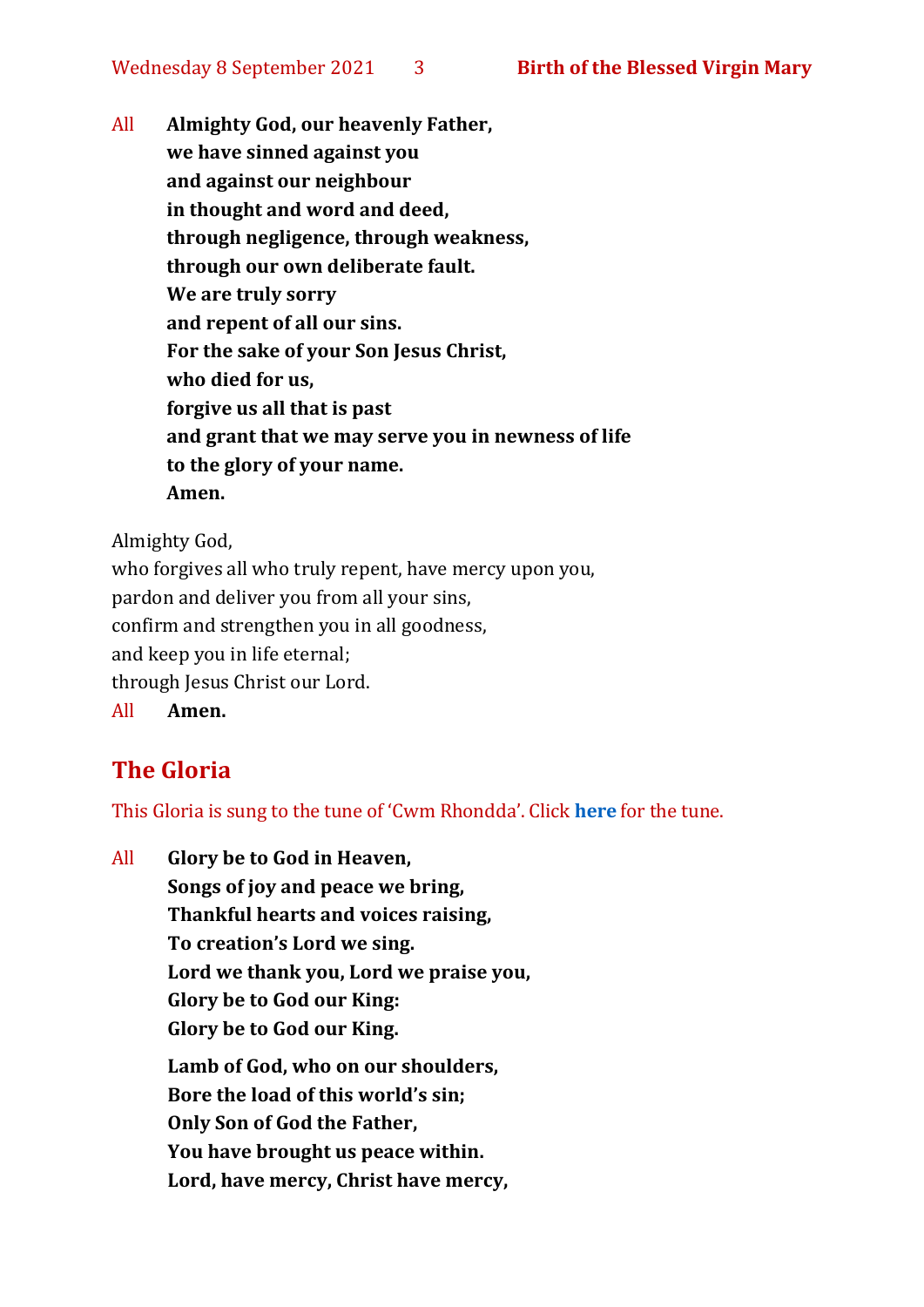All **Almighty God, our heavenly Father,**
**we have sinned against you**
**and against our neighbour**
**in thought and word and deed,**
**through negligence, through weakness,**
**through our own deliberate fault.**
**We are truly sorry**
**and repent of all our sins.**
**For the sake of your Son Jesus Christ,**
**who died for us,**
**forgive us all that is past**
**and grant that we may serve you in newness of life**
**to the glory of your name.**
**Amen.**

Almighty God,
who forgives all who truly repent, have mercy upon you,
pardon and deliver you from all your sins,
confirm and strengthen you in all goodness,
and keep you in life eternal;
through Jesus Christ our Lord.

All **Amen.**

## The Gloria

This Gloria is sung to the tune of 'Cwm Rhondda'. Click **here** for the tune.

All **Glory be to God in Heaven,**
**Songs of joy and peace we bring,**
**Thankful hearts and voices raising,**
**To creation's Lord we sing.**
**Lord we thank you, Lord we praise you,**
**Glory be to God our King:**
**Glory be to God our King.**

**Lamb of God, who on our shoulders,**
**Bore the load of this world's sin;**
**Only Son of God the Father,**
**You have brought us peace within.**
**Lord, have mercy, Christ have mercy,**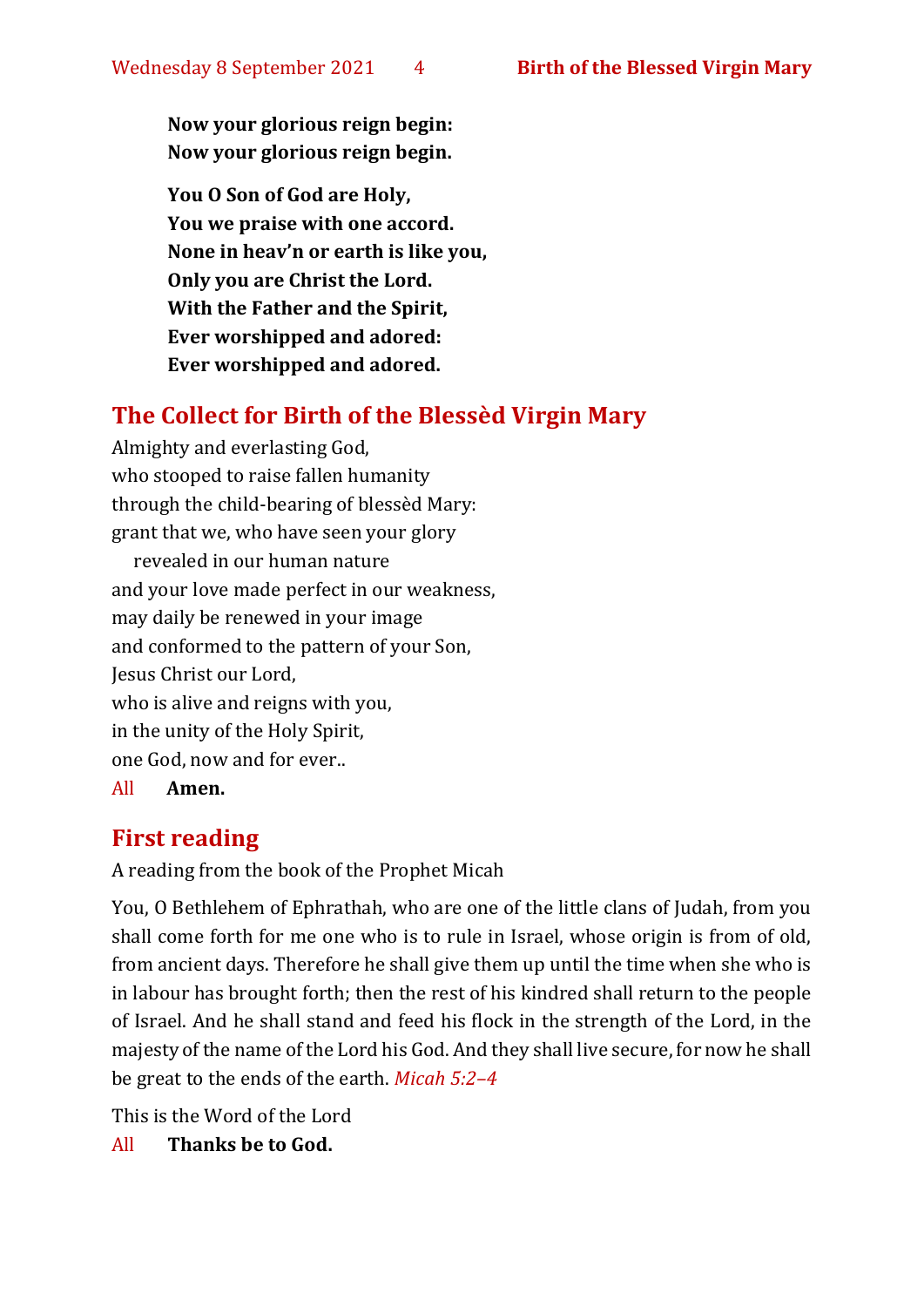**Now your glorious reign begin:**
**Now your glorious reign begin.**

**You O Son of God are Holy,**
**You we praise with one accord.**
**None in heav'n or earth is like you,**
**Only you are Christ the Lord.**
**With the Father and the Spirit,**
**Ever worshipped and adored:**
**Ever worshipped and adored.**

## The Collect for Birth of the Blessèd Virgin Mary

Almighty and everlasting God,
who stooped to raise fallen humanity
through the child-bearing of blessèd Mary:
grant that we, who have seen your glory
revealed in our human nature
and your love made perfect in our weakness,
may daily be renewed in your image
and conformed to the pattern of your Son,
Jesus Christ our Lord,
who is alive and reigns with you,
in the unity of the Holy Spirit,
one God, now and for ever..

All **Amen.**

## First reading

A reading from the book of the Prophet Micah

You, O Bethlehem of Ephrathah, who are one of the little clans of Judah, from you shall come forth for me one who is to rule in Israel, whose origin is from of old, from ancient days. Therefore he shall give them up until the time when she who is in labour has brought forth; then the rest of his kindred shall return to the people of Israel. And he shall stand and feed his flock in the strength of the Lord, in the majesty of the name of the Lord his God. And they shall live secure, for now he shall be great to the ends of the earth. *Micah 5:2–4*

This is the Word of the Lord

All **Thanks be to God.**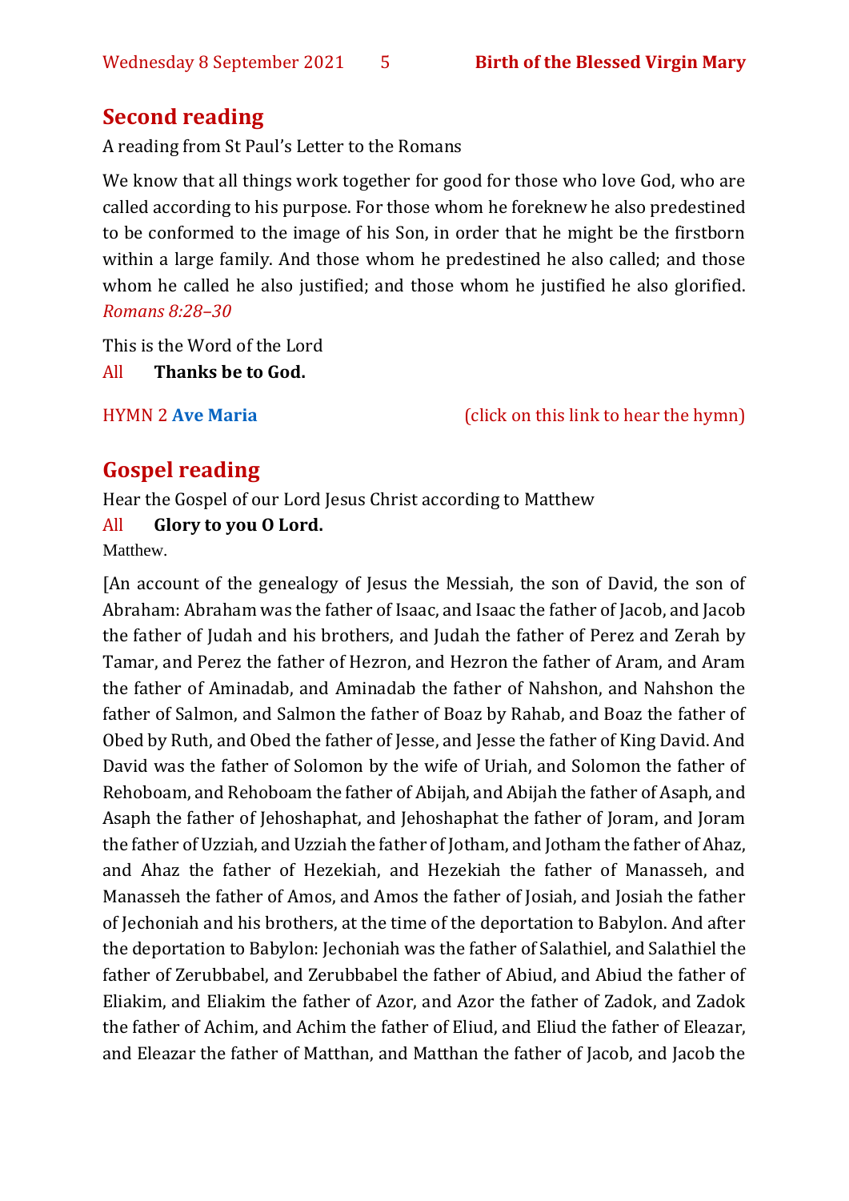## Second reading

A reading from St Paul's Letter to the Romans

We know that all things work together for good for those who love God, who are called according to his purpose. For those whom he foreknew he also predestined to be conformed to the image of his Son, in order that he might be the firstborn within a large family. And those whom he predestined he also called; and those whom he called he also justified; and those whom he justified he also glorified. *Romans 8:28–30*

This is the Word of the Lord

All **Thanks be to God.**

HYMN 2 **Ave Maria** (click on this link to hear the hymn)

## Gospel reading

Hear the Gospel of our Lord Jesus Christ according to Matthew

All **Glory to you O Lord.**

Matthew.

[An account of the genealogy of Jesus the Messiah, the son of David, the son of Abraham: Abraham was the father of Isaac, and Isaac the father of Jacob, and Jacob the father of Judah and his brothers, and Judah the father of Perez and Zerah by Tamar, and Perez the father of Hezron, and Hezron the father of Aram, and Aram the father of Aminadab, and Aminadab the father of Nahshon, and Nahshon the father of Salmon, and Salmon the father of Boaz by Rahab, and Boaz the father of Obed by Ruth, and Obed the father of Jesse, and Jesse the father of King David. And David was the father of Solomon by the wife of Uriah, and Solomon the father of Rehoboam, and Rehoboam the father of Abijah, and Abijah the father of Asaph, and Asaph the father of Jehoshaphat, and Jehoshaphat the father of Joram, and Joram the father of Uzziah, and Uzziah the father of Jotham, and Jotham the father of Ahaz, and Ahaz the father of Hezekiah, and Hezekiah the father of Manasseh, and Manasseh the father of Amos, and Amos the father of Josiah, and Josiah the father of Jechoniah and his brothers, at the time of the deportation to Babylon. And after the deportation to Babylon: Jechoniah was the father of Salathiel, and Salathiel the father of Zerubbabel, and Zerubbabel the father of Abiud, and Abiud the father of Eliakim, and Eliakim the father of Azor, and Azor the father of Zadok, and Zadok the father of Achim, and Achim the father of Eliud, and Eliud the father of Eleazar, and Eleazar the father of Matthan, and Matthan the father of Jacob, and Jacob the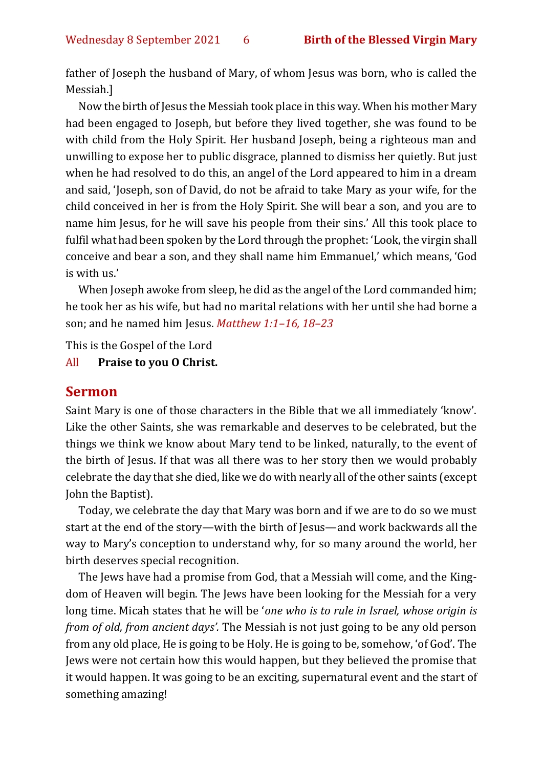father of Joseph the husband of Mary, of whom Jesus was born, who is called the Messiah.]

Now the birth of Jesus the Messiah took place in this way. When his mother Mary had been engaged to Joseph, but before they lived together, she was found to be with child from the Holy Spirit. Her husband Joseph, being a righteous man and unwilling to expose her to public disgrace, planned to dismiss her quietly. But just when he had resolved to do this, an angel of the Lord appeared to him in a dream and said, 'Joseph, son of David, do not be afraid to take Mary as your wife, for the child conceived in her is from the Holy Spirit. She will bear a son, and you are to name him Jesus, for he will save his people from their sins.' All this took place to fulfil what had been spoken by the Lord through the prophet: 'Look, the virgin shall conceive and bear a son, and they shall name him Emmanuel,' which means, 'God is with us.'

When Joseph awoke from sleep, he did as the angel of the Lord commanded him; he took her as his wife, but had no marital relations with her until she had borne a son; and he named him Jesus. *Matthew 1:1–16, 18–23*

This is the Gospel of the Lord

All **Praise to you O Christ.**

## Sermon

Saint Mary is one of those characters in the Bible that we all immediately 'know'. Like the other Saints, she was remarkable and deserves to be celebrated, but the things we think we know about Mary tend to be linked, naturally, to the event of the birth of Jesus. If that was all there was to her story then we would probably celebrate the day that she died, like we do with nearly all of the other saints (except John the Baptist).

Today, we celebrate the day that Mary was born and if we are to do so we must start at the end of the story—with the birth of Jesus—and work backwards all the way to Mary's conception to understand why, for so many around the world, her birth deserves special recognition.

The Jews have had a promise from God, that a Messiah will come, and the Kingdom of Heaven will begin. The Jews have been looking for the Messiah for a very long time. Micah states that he will be '*one who is to rule in Israel, whose origin is from of old, from ancient days'.* The Messiah is not just going to be any old person from any old place, He is going to be Holy. He is going to be, somehow, 'of God'. The Jews were not certain how this would happen, but they believed the promise that it would happen. It was going to be an exciting, supernatural event and the start of something amazing!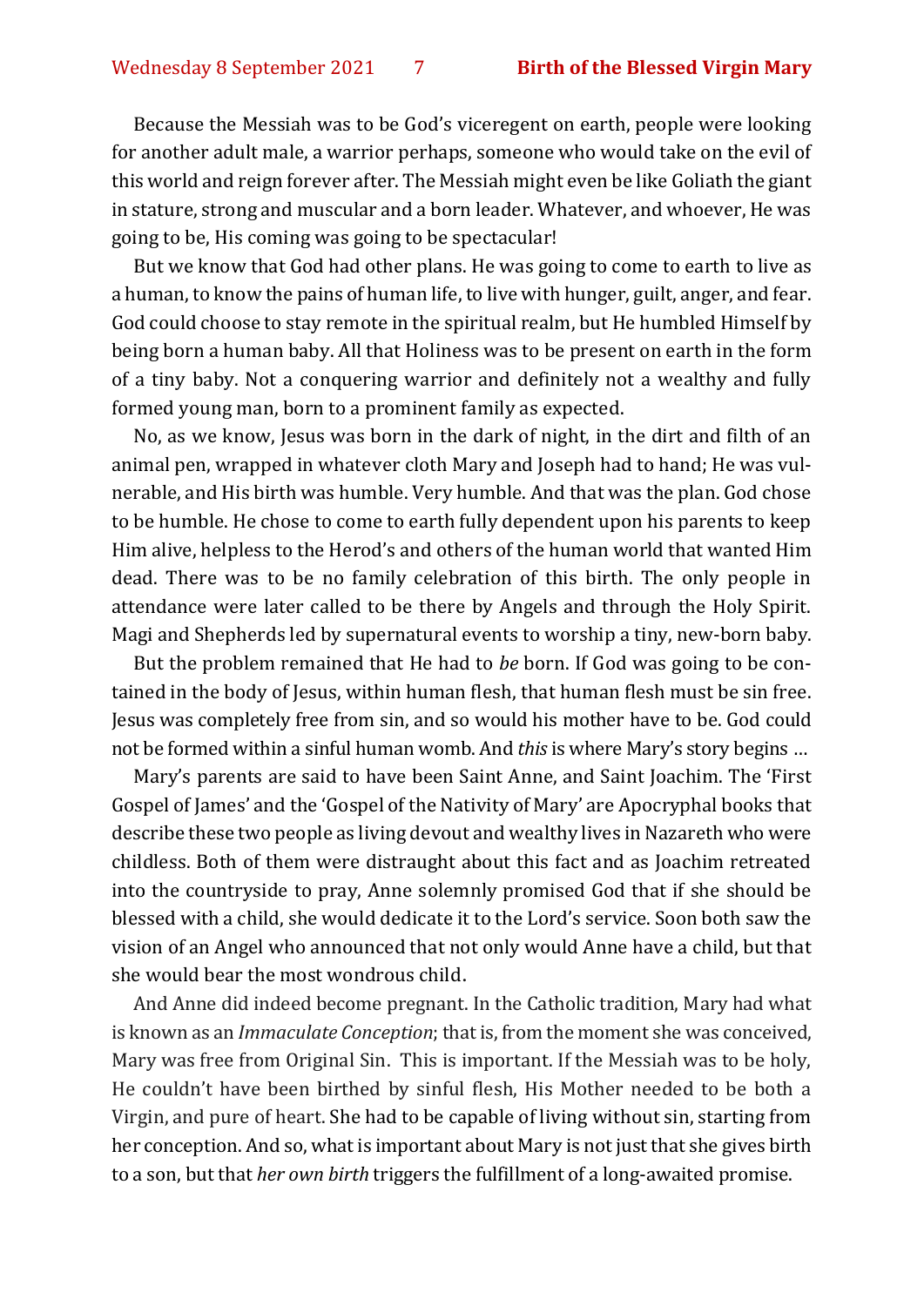Because the Messiah was to be God's viceregent on earth, people were looking for another adult male, a warrior perhaps, someone who would take on the evil of this world and reign forever after. The Messiah might even be like Goliath the giant in stature, strong and muscular and a born leader. Whatever, and whoever, He was going to be, His coming was going to be spectacular!

But we know that God had other plans. He was going to come to earth to live as a human, to know the pains of human life, to live with hunger, guilt, anger, and fear. God could choose to stay remote in the spiritual realm, but He humbled Himself by being born a human baby. All that Holiness was to be present on earth in the form of a tiny baby. Not a conquering warrior and definitely not a wealthy and fully formed young man, born to a prominent family as expected.

No, as we know, Jesus was born in the dark of night, in the dirt and filth of an animal pen, wrapped in whatever cloth Mary and Joseph had to hand; He was vulnerable, and His birth was humble. Very humble. And that was the plan. God chose to be humble. He chose to come to earth fully dependent upon his parents to keep Him alive, helpless to the Herod's and others of the human world that wanted Him dead. There was to be no family celebration of this birth. The only people in attendance were later called to be there by Angels and through the Holy Spirit. Magi and Shepherds led by supernatural events to worship a tiny, new-born baby.

But the problem remained that He had to *be* born. If God was going to be contained in the body of Jesus, within human flesh, that human flesh must be sin free. Jesus was completely free from sin, and so would his mother have to be. God could not be formed within a sinful human womb. And *this* is where Mary's story begins …

Mary's parents are said to have been Saint Anne, and Saint Joachim. The 'First Gospel of James' and the 'Gospel of the Nativity of Mary' are Apocryphal books that describe these two people as living devout and wealthy lives in Nazareth who were childless. Both of them were distraught about this fact and as Joachim retreated into the countryside to pray, Anne solemnly promised God that if she should be blessed with a child, she would dedicate it to the Lord's service. Soon both saw the vision of an Angel who announced that not only would Anne have a child, but that she would bear the most wondrous child.

And Anne did indeed become pregnant. In the Catholic tradition, Mary had what is known as an *Immaculate Conception*; that is, from the moment she was conceived, Mary was free from Original Sin. This is important. If the Messiah was to be holy, He couldn't have been birthed by sinful flesh, His Mother needed to be both a Virgin, and pure of heart. She had to be capable of living without sin, starting from her conception. And so, what is important about Mary is not just that she gives birth to a son, but that *her own birth* triggers the fulfillment of a long-awaited promise.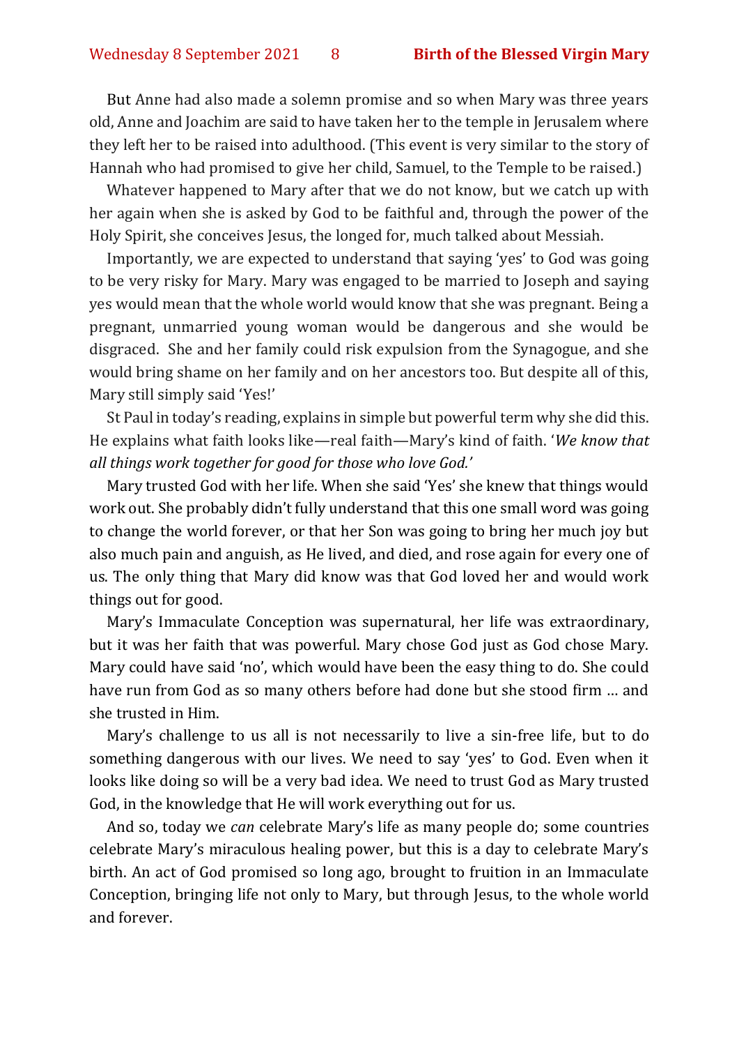But Anne had also made a solemn promise and so when Mary was three years old, Anne and Joachim are said to have taken her to the temple in Jerusalem where they left her to be raised into adulthood. (This event is very similar to the story of Hannah who had promised to give her child, Samuel, to the Temple to be raised.)

Whatever happened to Mary after that we do not know, but we catch up with her again when she is asked by God to be faithful and, through the power of the Holy Spirit, she conceives Jesus, the longed for, much talked about Messiah.

Importantly, we are expected to understand that saying 'yes' to God was going to be very risky for Mary. Mary was engaged to be married to Joseph and saying yes would mean that the whole world would know that she was pregnant. Being a pregnant, unmarried young woman would be dangerous and she would be disgraced. She and her family could risk expulsion from the Synagogue, and she would bring shame on her family and on her ancestors too. But despite all of this, Mary still simply said 'Yes!'

St Paul in today's reading, explains in simple but powerful term why she did this. He explains what faith looks like—real faith—Mary's kind of faith. '*We know that all things work together for good for those who love God.'*

Mary trusted God with her life. When she said 'Yes' she knew that things would work out. She probably didn't fully understand that this one small word was going to change the world forever, or that her Son was going to bring her much joy but also much pain and anguish, as He lived, and died, and rose again for every one of us. The only thing that Mary did know was that God loved her and would work things out for good.

Mary's Immaculate Conception was supernatural, her life was extraordinary, but it was her faith that was powerful. Mary chose God just as God chose Mary. Mary could have said 'no', which would have been the easy thing to do. She could have run from God as so many others before had done but she stood firm … and she trusted in Him.

Mary's challenge to us all is not necessarily to live a sin-free life, but to do something dangerous with our lives. We need to say 'yes' to God. Even when it looks like doing so will be a very bad idea. We need to trust God as Mary trusted God, in the knowledge that He will work everything out for us.

And so, today we *can* celebrate Mary's life as many people do; some countries celebrate Mary's miraculous healing power, but this is a day to celebrate Mary's birth. An act of God promised so long ago, brought to fruition in an Immaculate Conception, bringing life not only to Mary, but through Jesus, to the whole world and forever.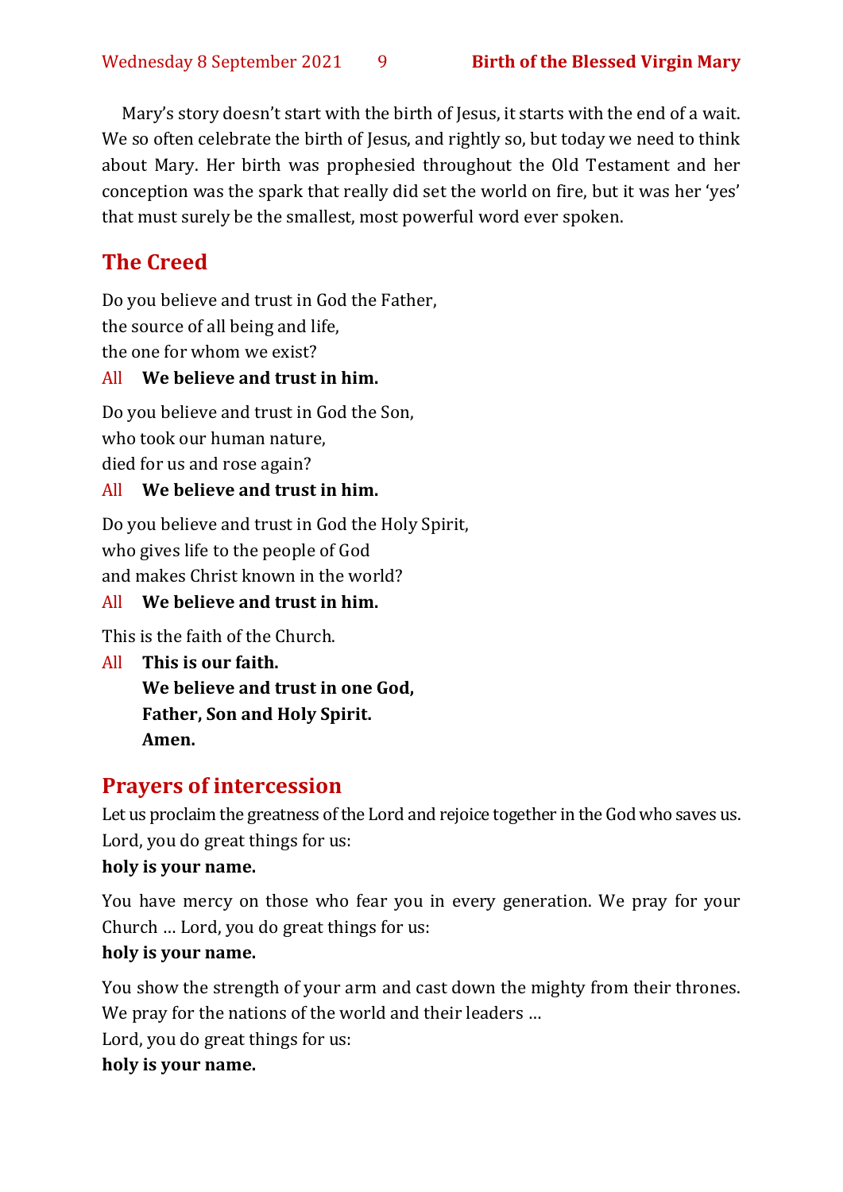Mary's story doesn't start with the birth of Jesus, it starts with the end of a wait. We so often celebrate the birth of Jesus, and rightly so, but today we need to think about Mary. Her birth was prophesied throughout the Old Testament and her conception was the spark that really did set the world on fire, but it was her 'yes' that must surely be the smallest, most powerful word ever spoken.

## The Creed

Do you believe and trust in God the Father,
the source of all being and life,
the one for whom we exist?

All **We believe and trust in him.**

Do you believe and trust in God the Son,
who took our human nature,
died for us and rose again?

All **We believe and trust in him.**

Do you believe and trust in God the Holy Spirit,
who gives life to the people of God
and makes Christ known in the world?

All **We believe and trust in him.**

This is the faith of the Church.

All **This is our faith.**
**We believe and trust in one God,**
**Father, Son and Holy Spirit.**
**Amen.**

## Prayers of intercession

Let us proclaim the greatness of the Lord and rejoice together in the God who saves us.
Lord, you do great things for us:
**holy is your name.**

You have mercy on those who fear you in every generation. We pray for your Church … Lord, you do great things for us:
**holy is your name.**

You show the strength of your arm and cast down the mighty from their thrones.
We pray for the nations of the world and their leaders …
Lord, you do great things for us:
**holy is your name.**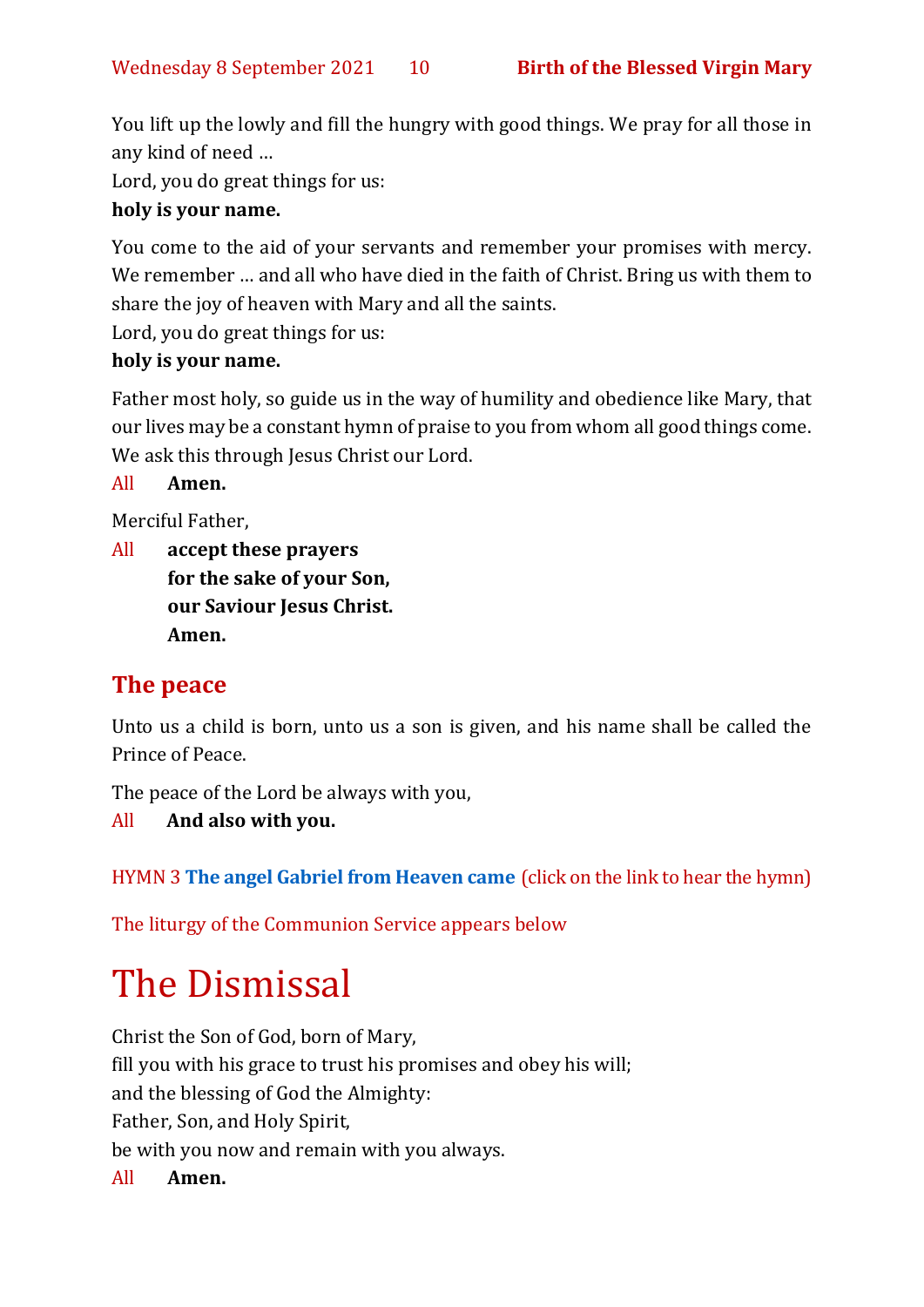You lift up the lowly and fill the hungry with good things. We pray for all those in any kind of need …

Lord, you do great things for us:

**holy is your name.**

You come to the aid of your servants and remember your promises with mercy. We remember … and all who have died in the faith of Christ. Bring us with them to share the joy of heaven with Mary and all the saints.

Lord, you do great things for us:

**holy is your name.**

Father most holy, so guide us in the way of humility and obedience like Mary, that our lives may be a constant hymn of praise to you from whom all good things come. We ask this through Jesus Christ our Lord.

All **Amen.**

Merciful Father,

All **accept these prayers**
**for the sake of your Son,**
**our Saviour Jesus Christ.**
**Amen.**

## The peace

Unto us a child is born, unto us a son is given, and his name shall be called the Prince of Peace.

The peace of the Lord be always with you,

All **And also with you.**

HYMN 3 **The angel Gabriel from Heaven came** (click on the link to hear the hymn)

The liturgy of the Communion Service appears below

# The Dismissal

Christ the Son of God, born of Mary,
fill you with his grace to trust his promises and obey his will;
and the blessing of God the Almighty:
Father, Son, and Holy Spirit,
be with you now and remain with you always.

All **Amen.**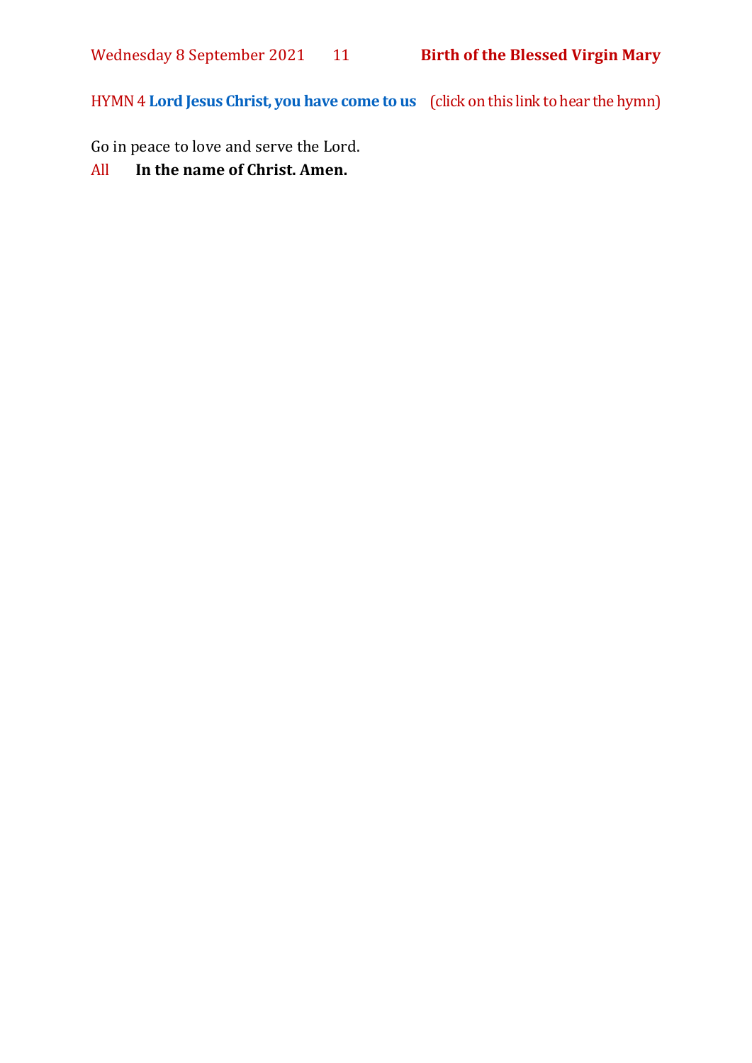HYMN 4 **Lord Jesus Christ, you have come to us** (click on this link to hear the hymn)

Go in peace to love and serve the Lord.

All **In the name of Christ. Amen.**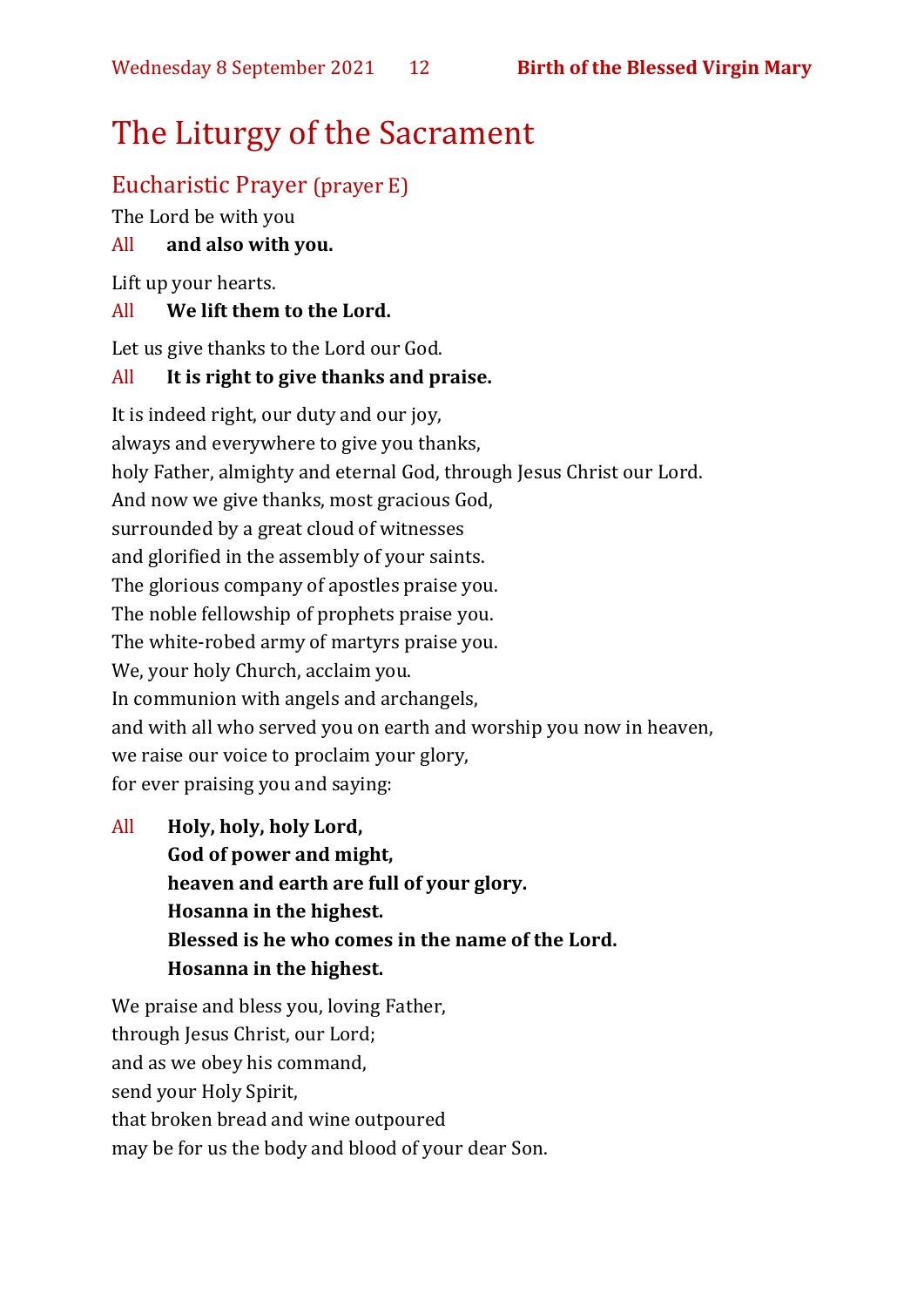# The Liturgy of the Sacrament

## Eucharistic Prayer (prayer E)

The Lord be with you

All **and also with you.**

Lift up your hearts.

All **We lift them to the Lord.**

Let us give thanks to the Lord our God.

All **It is right to give thanks and praise.**

It is indeed right, our duty and our joy,  
always and everywhere to give you thanks,  
holy Father, almighty and eternal God, through Jesus Christ our Lord.  
And now we give thanks, most gracious God,  
surrounded by a great cloud of witnesses  
and glorified in the assembly of your saints.  
The glorious company of apostles praise you.  
The noble fellowship of prophets praise you.  
The white-robed army of martyrs praise you.  
We, your holy Church, acclaim you.  
In communion with angels and archangels,  
and with all who served you on earth and worship you now in heaven,  
we raise our voice to proclaim your glory,  
for ever praising you and saying:

All **Holy, holy, holy Lord,**  
**God of power and might,**  
**heaven and earth are full of your glory.**  
**Hosanna in the highest.**  
**Blessed is he who comes in the name of the Lord.**  
**Hosanna in the highest.**

We praise and bless you, loving Father,  
through Jesus Christ, our Lord;  
and as we obey his command,  
send your Holy Spirit,  
that broken bread and wine outpoured  
may be for us the body and blood of your dear Son.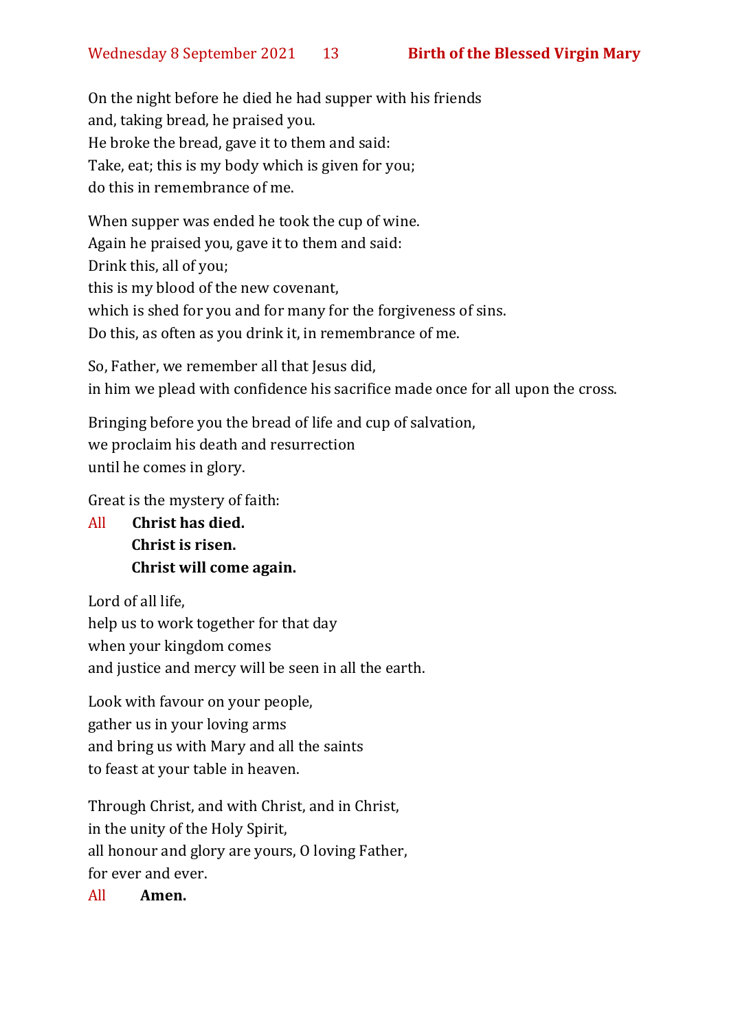On the night before he died he had supper with his friends
and, taking bread, he praised you.
He broke the bread, gave it to them and said:
Take, eat; this is my body which is given for you;
do this in remembrance of me.

When supper was ended he took the cup of wine.
Again he praised you, gave it to them and said:
Drink this, all of you;
this is my blood of the new covenant,
which is shed for you and for many for the forgiveness of sins.
Do this, as often as you drink it, in remembrance of me.

So, Father, we remember all that Jesus did,
in him we plead with confidence his sacrifice made once for all upon the cross.

Bringing before you the bread of life and cup of salvation,
we proclaim his death and resurrection
until he comes in glory.

Great is the mystery of faith:

All **Christ has died.**
**Christ is risen.**
**Christ will come again.**

Lord of all life,
help us to work together for that day
when your kingdom comes
and justice and mercy will be seen in all the earth.

Look with favour on your people,
gather us in your loving arms
and bring us with Mary and all the saints
to feast at your table in heaven.

Through Christ, and with Christ, and in Christ,
in the unity of the Holy Spirit,
all honour and glory are yours, O loving Father,
for ever and ever.

All **Amen.**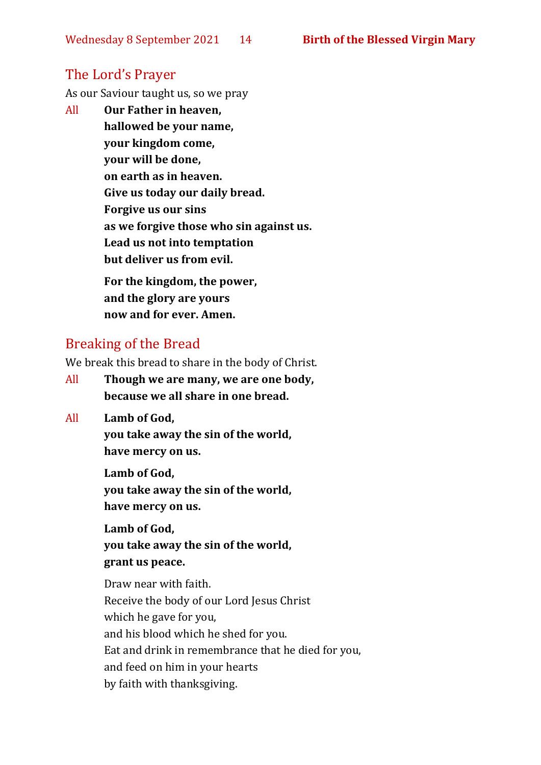## The Lord's Prayer

As our Saviour taught us, so we pray

All **Our Father in heaven,**
**hallowed be your name,**
**your kingdom come,**
**your will be done,**
**on earth as in heaven.**
**Give us today our daily bread.**
**Forgive us our sins**
**as we forgive those who sin against us.**
**Lead us not into temptation**
**but deliver us from evil.**

**For the kingdom, the power,**
**and the glory are yours**
**now and for ever. Amen.**

## Breaking of the Bread

We break this bread to share in the body of Christ.

All **Though we are many, we are one body,**
**because we all share in one bread.**

All **Lamb of God,**
**you take away the sin of the world,**
**have mercy on us.**

**Lamb of God,**
**you take away the sin of the world,**
**have mercy on us.**

**Lamb of God,**
**you take away the sin of the world,**
**grant us peace.**

Draw near with faith.
Receive the body of our Lord Jesus Christ
which he gave for you,
and his blood which he shed for you.
Eat and drink in remembrance that he died for you,
and feed on him in your hearts
by faith with thanksgiving.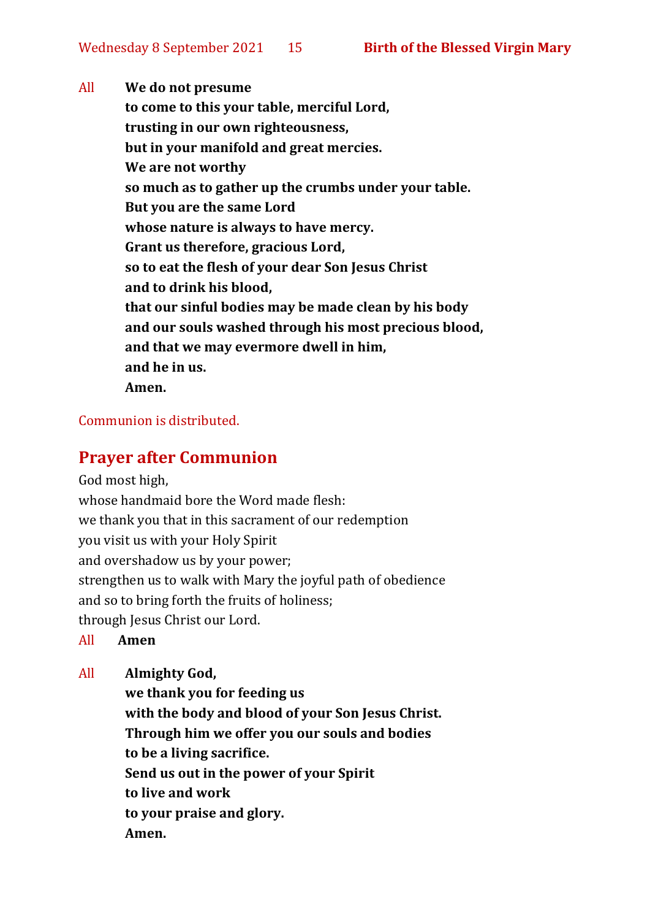All **We do not presume**
**to come to this your table, merciful Lord,**
**trusting in our own righteousness,**
**but in your manifold and great mercies.**
**We are not worthy**
**so much as to gather up the crumbs under your table.**
**But you are the same Lord**
**whose nature is always to have mercy.**
**Grant us therefore, gracious Lord,**
**so to eat the flesh of your dear Son Jesus Christ**
**and to drink his blood,**
**that our sinful bodies may be made clean by his body**
**and our souls washed through his most precious blood,**
**and that we may evermore dwell in him,**
**and he in us.**
**Amen.**

Communion is distributed.

## Prayer after Communion

God most high,
whose handmaid bore the Word made flesh:
we thank you that in this sacrament of our redemption
you visit us with your Holy Spirit
and overshadow us by your power;
strengthen us to walk with Mary the joyful path of obedience
and so to bring forth the fruits of holiness;
through Jesus Christ our Lord.

All **Amen**

All **Almighty God,**
**we thank you for feeding us**
**with the body and blood of your Son Jesus Christ.**
**Through him we offer you our souls and bodies**
**to be a living sacrifice.**
**Send us out in the power of your Spirit**
**to live and work**
**to your praise and glory.**
**Amen.**